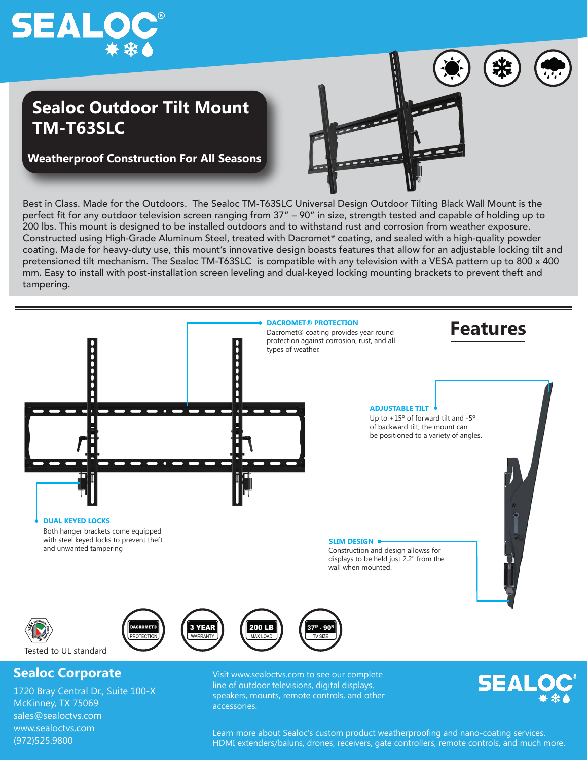# Sealoc Outdoor Tilt Mount TM-T63SLC

**Weatherproof Construction For All Seasons**

Best in Class. Made for the Outdoors. The Sealoc TM-T63SLC Universal Design Outdoor Tilting Black Wall Mount is the perfect fit for any outdoor television screen ranging from 37" – 90" in size, strength tested and capable of holding up to 200 lbs. This mount is designed to be installed outdoors and to withstand rust and corrosion from weather exposure. Constructed using High-Grade Aluminum Steel, treated with Dacromet® coating, and sealed with a high-quality powder coating. Made for heavy-duty use, this mount's innovative design boasts features that allow for an adjustable locking tilt and pretensioned tilt mechanism. The Sealoc TM-T63SLC is compatible with any television with a VESA pattern up to 800 x 400 mm. Easy to install with post-installation screen leveling and dual-keyed locking mounting brackets to prevent theft and tampering.

## Features

**DACROMET® PROTECTION**
Dacromet® coating provides year round protection against corrosion, rust, and all types of weather.

**ADJUSTABLE TILT**
Up to +15º of forward tilt and -5º of backward tilt, the mount can be positioned to a variety of angles.

**DUAL KEYED LOCKS**
Both hanger brackets come equipped with steel keyed locks to prevent theft and unwanted tampering

**SLIM DESIGN**
Construction and design allows for displays to be held just 2.2" from the wall when mounted.

Tested to UL standard

DACROMET® PROTECTION | 3 YEAR WARRANTY | 200 LB MAX LOAD | 37" - 90" TV SIZE

## Sealoc Corporate

1720 Bray Central Dr., Suite 100-X
McKinney, TX 75069
sales@sealoctvs.com
www.sealoctvs.com
(972)525.9800

Visit www.sealoctvs.com to see our complete line of outdoor televisions, digital displays, speakers, mounts, remote controls, and other accessories.

Learn more about Sealoc's custom product weatherproofing and nano-coating services. HDMI extenders/baluns, drones, receivers, gate controllers, remote controls, and much more.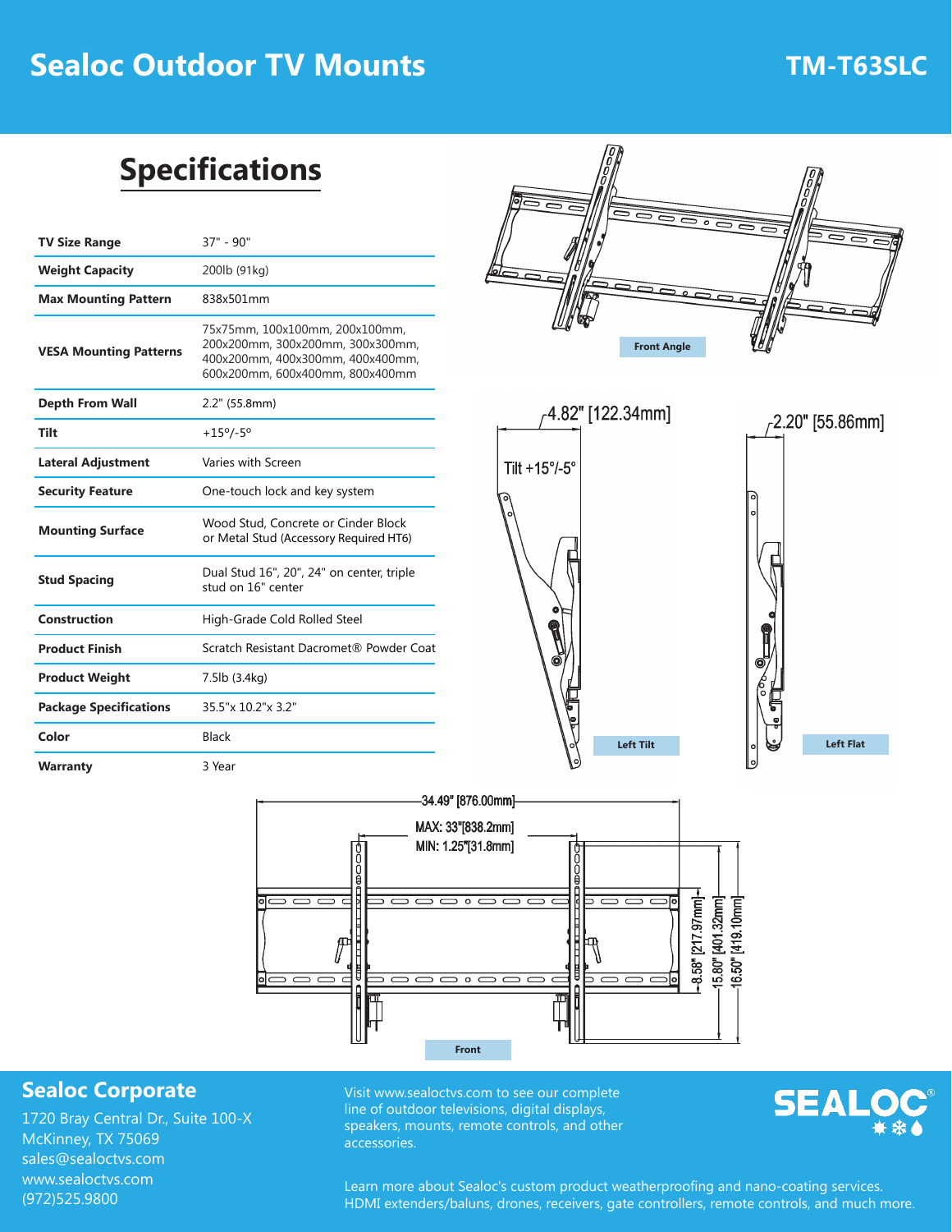# Sealoc Outdoor TV Mounts

**TM-T63SLC**

## Specifications

| | |
|---|---|
| **TV Size Range** | 37" - 90" |
| **Weight Capacity** | 200lb (91kg) |
| **Max Mounting Pattern** | 838x501mm |
| **VESA Mounting Patterns** | 75x75mm, 100x100mm, 200x100mm, 200x200mm, 300x200mm, 300x300mm, 400x200mm, 400x300mm, 400x400mm, 600x200mm, 600x400mm, 800x400mm |
| **Depth From Wall** | 2.2" (55.8mm) |
| **Tilt** | +15°/-5° |
| **Lateral Adjustment** | Varies with Screen |
| **Security Feature** | One-touch lock and key system |
| **Mounting Surface** | Wood Stud, Concrete or Cinder Block or Metal Stud (Accessory Required HT6) |
| **Stud Spacing** | Dual Stud 16", 20", 24" on center, triple stud on 16" center |
| **Construction** | High-Grade Cold Rolled Steel |
| **Product Finish** | Scratch Resistant Dacromet® Powder Coat |
| **Product Weight** | 7.5lb (3.4kg) |
| **Package Specifications** | 35.5"x 10.2"x 3.2" |
| **Color** | Black |
| **Warranty** | 3 Year |

Front Angle

4.82" [122.34mm]

Tilt +15°/-5°

Left Tilt

2.20" [55.86mm]

Left Flat

34.49" [876.00mm]

MAX: 33"[838.2mm]

MIN: 1.25"[31.8mm]

8.58" [217.97mm]

15.80" [401.32mm]

16.50" [419.10mm]

Front

## Sealoc Corporate

1720 Bray Central Dr., Suite 100-X
McKinney, TX 75069
sales@sealoctvs.com
www.sealoctvs.com
(972)525.9800

Visit www.sealoctvs.com to see our complete line of outdoor televisions, digital displays, speakers, mounts, remote controls, and other accessories.

SEALOC®

Learn more about Sealoc's custom product weatherproofing and nano-coating services. HDMI extenders/baluns, drones, receivers, gate controllers, remote controls, and much more.